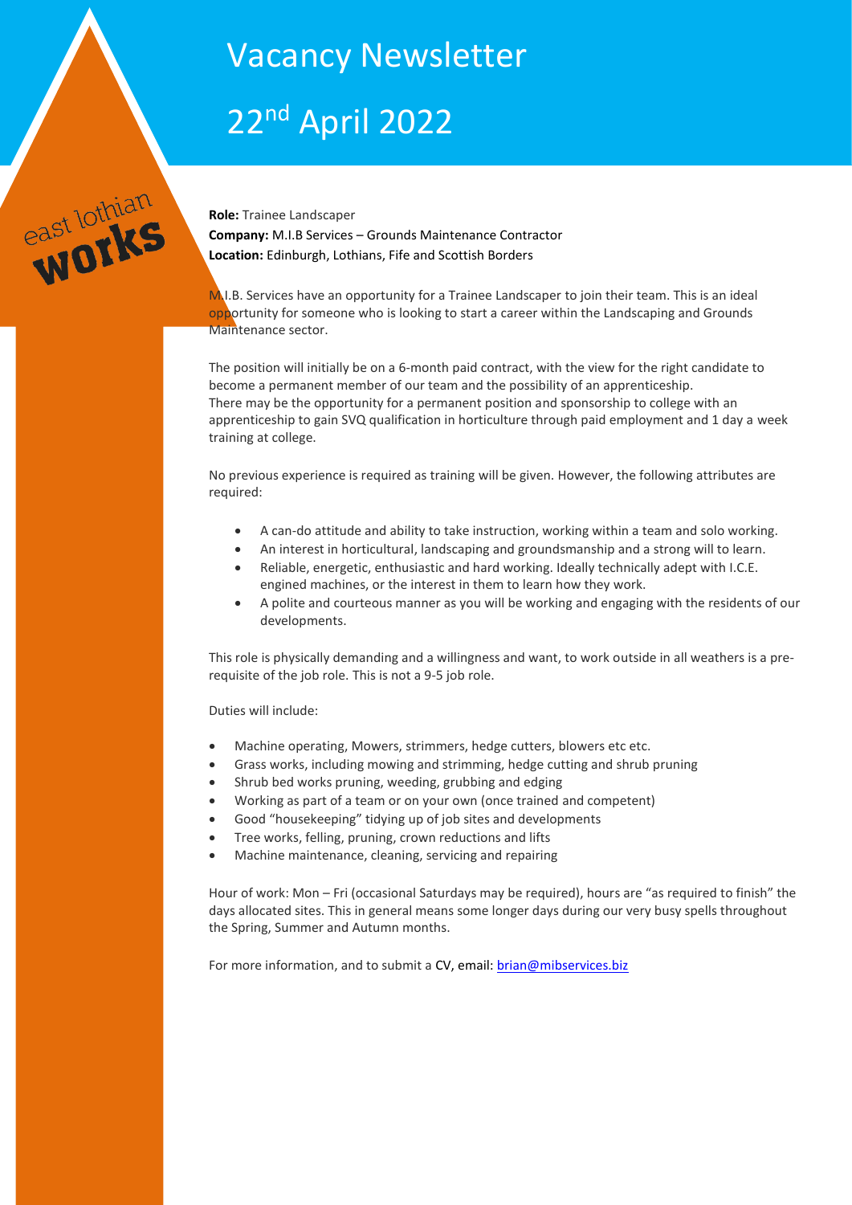# Vacancy Newsletter

# 22nd April 2022

east lothian works

**Role:** Trainee Landscaper
**Company:** M.I.B Services – Grounds Maintenance Contractor
**Location:** Edinburgh, Lothians, Fife and Scottish Borders

M.I.B. Services have an opportunity for a Trainee Landscaper to join their team. This is an ideal opportunity for someone who is looking to start a career within the Landscaping and Grounds Maintenance sector.

The position will initially be on a 6-month paid contract, with the view for the right candidate to become a permanent member of our team and the possibility of an apprenticeship.
There may be the opportunity for a permanent position and sponsorship to college with an apprenticeship to gain SVQ qualification in horticulture through paid employment and 1 day a week training at college.

No previous experience is required as training will be given. However, the following attributes are required:

- A can-do attitude and ability to take instruction, working within a team and solo working.
- An interest in horticultural, landscaping and groundsmanship and a strong will to learn.
- Reliable, energetic, enthusiastic and hard working. Ideally technically adept with I.C.E. engined machines, or the interest in them to learn how they work.
- A polite and courteous manner as you will be working and engaging with the residents of our developments.

This role is physically demanding and a willingness and want, to work outside in all weathers is a pre-requisite of the job role. This is not a 9-5 job role.

Duties will include:

- Machine operating, Mowers, strimmers, hedge cutters, blowers etc etc.
- Grass works, including mowing and strimming, hedge cutting and shrub pruning
- Shrub bed works pruning, weeding, grubbing and edging
- Working as part of a team or on your own (once trained and competent)
- Good "housekeeping" tidying up of job sites and developments
- Tree works, felling, pruning, crown reductions and lifts
- Machine maintenance, cleaning, servicing and repairing

Hour of work: Mon – Fri (occasional Saturdays may be required), hours are "as required to finish" the days allocated sites. This in general means some longer days during our very busy spells throughout the Spring, Summer and Autumn months.

For more information, and to submit a CV, email: brian@mibservices.biz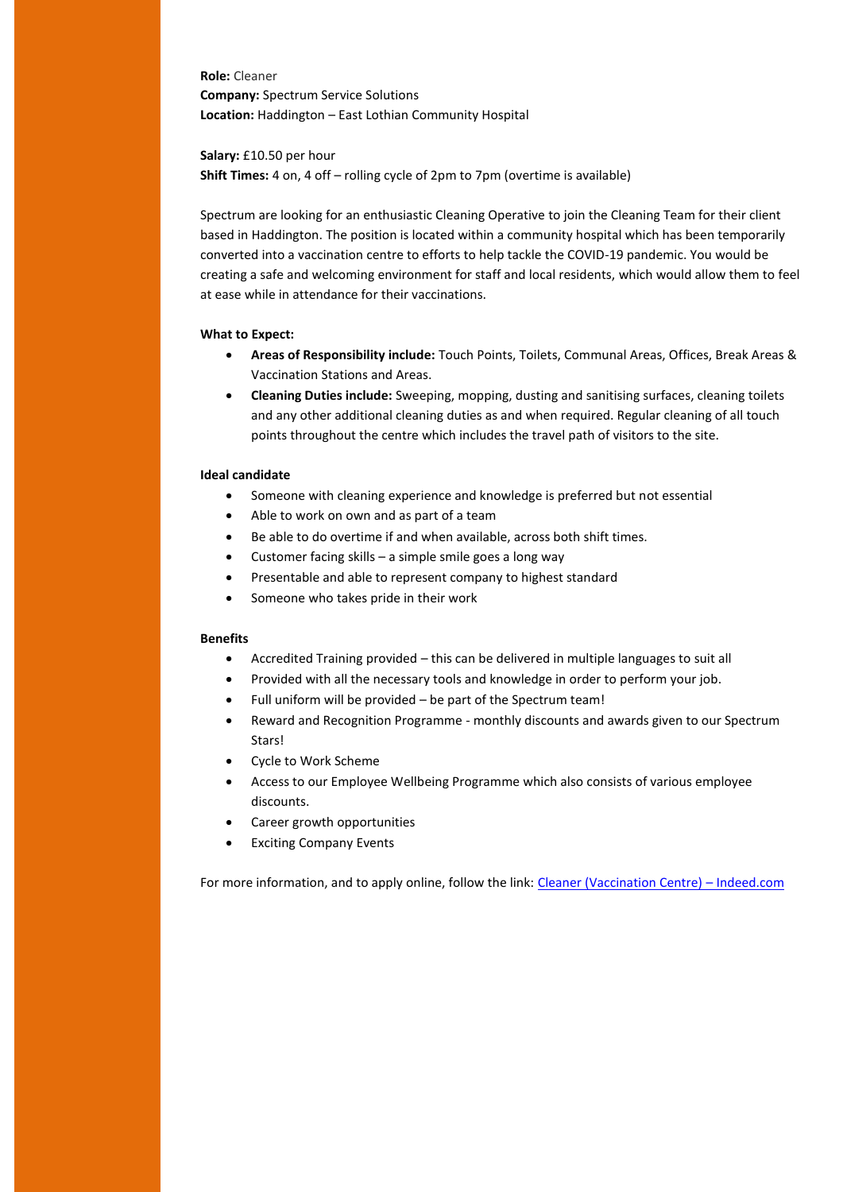**Role:** Cleaner
**Company:** Spectrum Service Solutions
**Location:** Haddington – East Lothian Community Hospital

**Salary:** £10.50 per hour
**Shift Times:** 4 on, 4 off – rolling cycle of 2pm to 7pm (overtime is available)

Spectrum are looking for an enthusiastic Cleaning Operative to join the Cleaning Team for their client based in Haddington. The position is located within a community hospital which has been temporarily converted into a vaccination centre to efforts to help tackle the COVID-19 pandemic. You would be creating a safe and welcoming environment for staff and local residents, which would allow them to feel at ease while in attendance for their vaccinations.

**What to Expect:**

- **Areas of Responsibility include:** Touch Points, Toilets, Communal Areas, Offices, Break Areas & Vaccination Stations and Areas.
- **Cleaning Duties include:** Sweeping, mopping, dusting and sanitising surfaces, cleaning toilets and any other additional cleaning duties as and when required. Regular cleaning of all touch points throughout the centre which includes the travel path of visitors to the site.

**Ideal candidate**

- Someone with cleaning experience and knowledge is preferred but not essential
- Able to work on own and as part of a team
- Be able to do overtime if and when available, across both shift times.
- Customer facing skills – a simple smile goes a long way
- Presentable and able to represent company to highest standard
- Someone who takes pride in their work

**Benefits**

- Accredited Training provided – this can be delivered in multiple languages to suit all
- Provided with all the necessary tools and knowledge in order to perform your job.
- Full uniform will be provided – be part of the Spectrum team!
- Reward and Recognition Programme - monthly discounts and awards given to our Spectrum Stars!
- Cycle to Work Scheme
- Access to our Employee Wellbeing Programme which also consists of various employee discounts.
- Career growth opportunities
- Exciting Company Events

For more information, and to apply online, follow the link: [Cleaner (Vaccination Centre) – Indeed.com]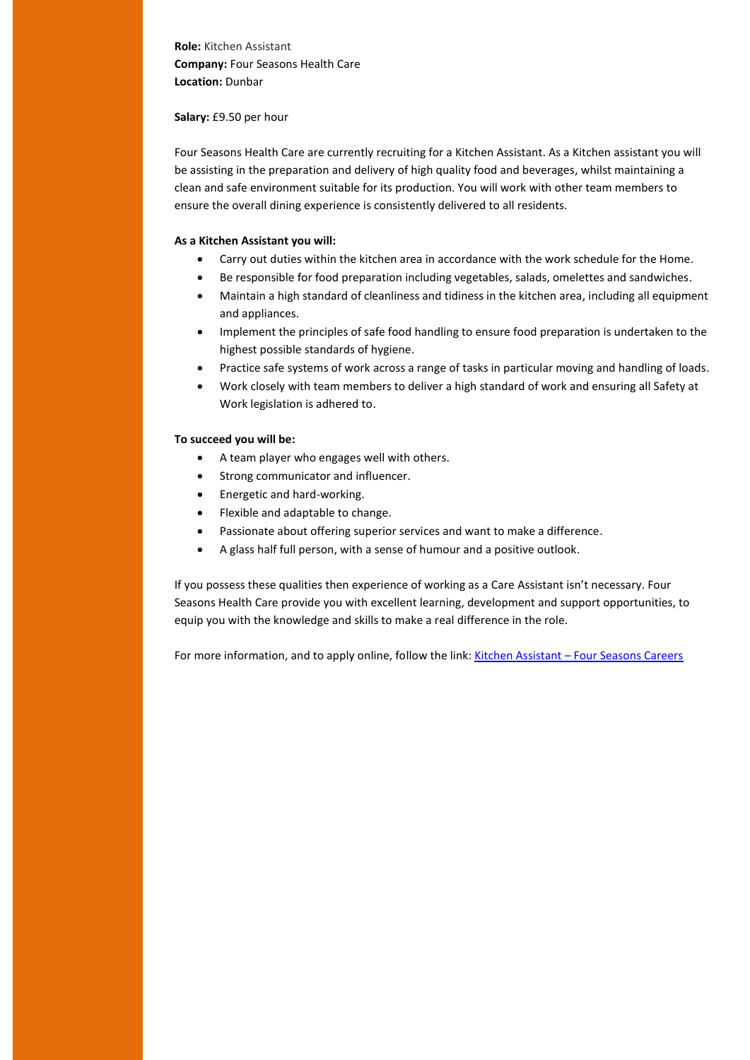**Role:** Kitchen Assistant
**Company:** Four Seasons Health Care
**Location:** Dunbar

**Salary:** £9.50 per hour

Four Seasons Health Care are currently recruiting for a Kitchen Assistant. As a Kitchen assistant you will be assisting in the preparation and delivery of high quality food and beverages, whilst maintaining a clean and safe environment suitable for its production. You will work with other team members to ensure the overall dining experience is consistently delivered to all residents.

**As a Kitchen Assistant you will:**

- Carry out duties within the kitchen area in accordance with the work schedule for the Home.
- Be responsible for food preparation including vegetables, salads, omelettes and sandwiches.
- Maintain a high standard of cleanliness and tidiness in the kitchen area, including all equipment and appliances.
- Implement the principles of safe food handling to ensure food preparation is undertaken to the highest possible standards of hygiene.
- Practice safe systems of work across a range of tasks in particular moving and handling of loads.
- Work closely with team members to deliver a high standard of work and ensuring all Safety at Work legislation is adhered to.

**To succeed you will be:**

- A team player who engages well with others.
- Strong communicator and influencer.
- Energetic and hard-working.
- Flexible and adaptable to change.
- Passionate about offering superior services and want to make a difference.
- A glass half full person, with a sense of humour and a positive outlook.

If you possess these qualities then experience of working as a Care Assistant isn't necessary. Four Seasons Health Care provide you with excellent learning, development and support opportunities, to equip you with the knowledge and skills to make a real difference in the role.

For more information, and to apply online, follow the link: [Kitchen Assistant – Four Seasons Careers]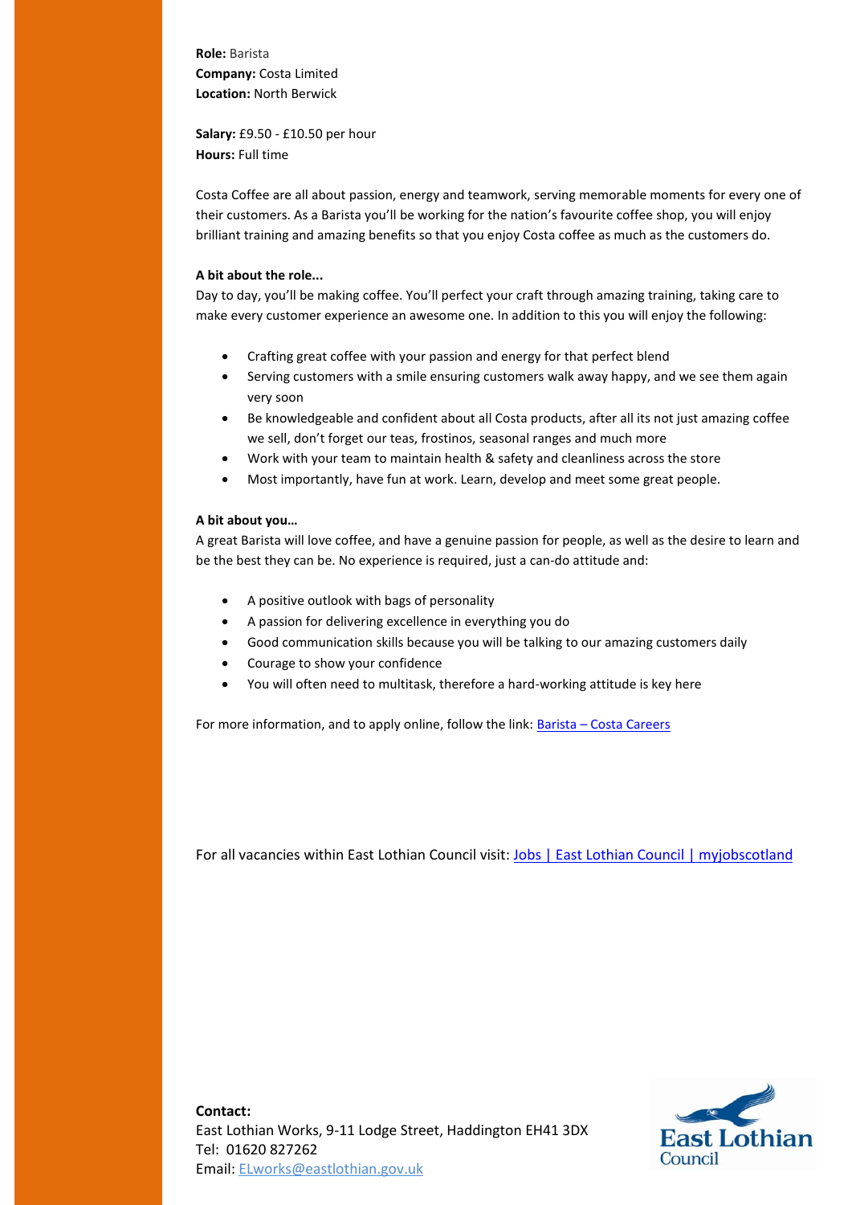**Role:** Barista
**Company:** Costa Limited
**Location:** North Berwick

**Salary:** £9.50 - £10.50 per hour
**Hours:** Full time

Costa Coffee are all about passion, energy and teamwork, serving memorable moments for every one of their customers. As a Barista you'll be working for the nation's favourite coffee shop, you will enjoy brilliant training and amazing benefits so that you enjoy Costa coffee as much as the customers do.

**A bit about the role...**
Day to day, you'll be making coffee. You'll perfect your craft through amazing training, taking care to make every customer experience an awesome one. In addition to this you will enjoy the following:

- Crafting great coffee with your passion and energy for that perfect blend
- Serving customers with a smile ensuring customers walk away happy, and we see them again very soon
- Be knowledgeable and confident about all Costa products, after all its not just amazing coffee we sell, don't forget our teas, frostinos, seasonal ranges and much more
- Work with your team to maintain health & safety and cleanliness across the store
- Most importantly, have fun at work. Learn, develop and meet some great people.

**A bit about you…**
A great Barista will love coffee, and have a genuine passion for people, as well as the desire to learn and be the best they can be. No experience is required, just a can-do attitude and:

- A positive outlook with bags of personality
- A passion for delivering excellence in everything you do
- Good communication skills because you will be talking to our amazing customers daily
- Courage to show your confidence
- You will often need to multitask, therefore a hard-working attitude is key here

For more information, and to apply online, follow the link: Barista – Costa Careers

For all vacancies within East Lothian Council visit: Jobs | East Lothian Council | myjobscotland

**Contact:**
East Lothian Works, 9-11 Lodge Street, Haddington EH41 3DX
Tel: 01620 827262
Email: ELworks@eastlothian.gov.uk

East Lothian Council